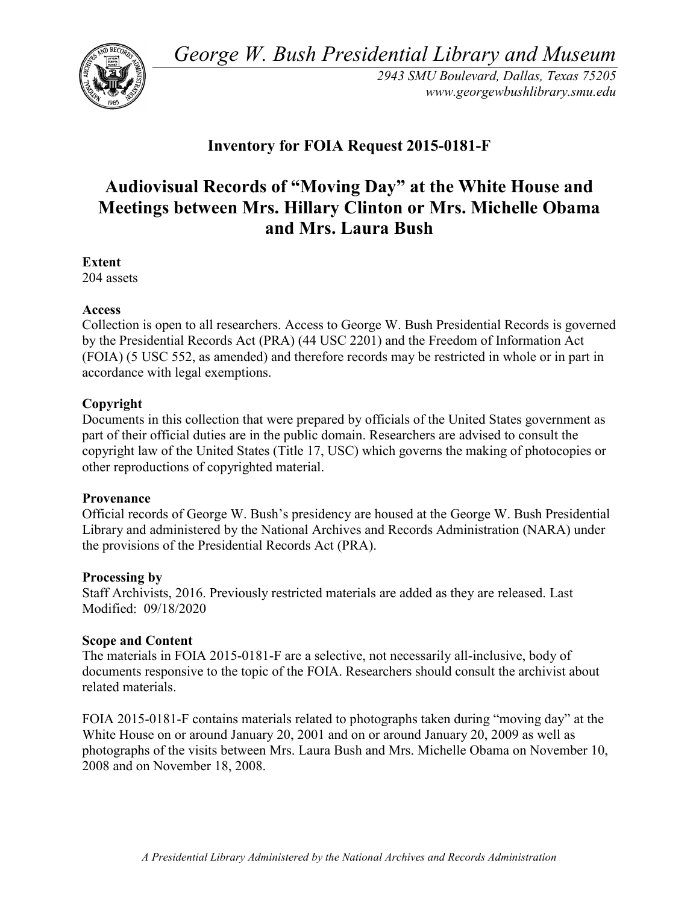*George W. Bush Presidential Library and Museum*

*2943 SMU Boulevard, Dallas, Texas 75205*
*www.georgewbushlibrary.smu.edu*

## Inventory for FOIA Request 2015-0181-F

# Audiovisual Records of "Moving Day" at the White House and Meetings between Mrs. Hillary Clinton or Mrs. Michelle Obama and Mrs. Laura Bush

**Extent**
204 assets

**Access**
Collection is open to all researchers. Access to George W. Bush Presidential Records is governed by the Presidential Records Act (PRA) (44 USC 2201) and the Freedom of Information Act (FOIA) (5 USC 552, as amended) and therefore records may be restricted in whole or in part in accordance with legal exemptions.

**Copyright**
Documents in this collection that were prepared by officials of the United States government as part of their official duties are in the public domain. Researchers are advised to consult the copyright law of the United States (Title 17, USC) which governs the making of photocopies or other reproductions of copyrighted material.

**Provenance**
Official records of George W. Bush's presidency are housed at the George W. Bush Presidential Library and administered by the National Archives and Records Administration (NARA) under the provisions of the Presidential Records Act (PRA).

**Processing by**
Staff Archivists, 2016. Previously restricted materials are added as they are released. Last Modified: 09/18/2020

**Scope and Content**
The materials in FOIA 2015-0181-F are a selective, not necessarily all-inclusive, body of documents responsive to the topic of the FOIA. Researchers should consult the archivist about related materials.

FOIA 2015-0181-F contains materials related to photographs taken during "moving day" at the White House on or around January 20, 2001 and on or around January 20, 2009 as well as photographs of the visits between Mrs. Laura Bush and Mrs. Michelle Obama on November 10, 2008 and on November 18, 2008.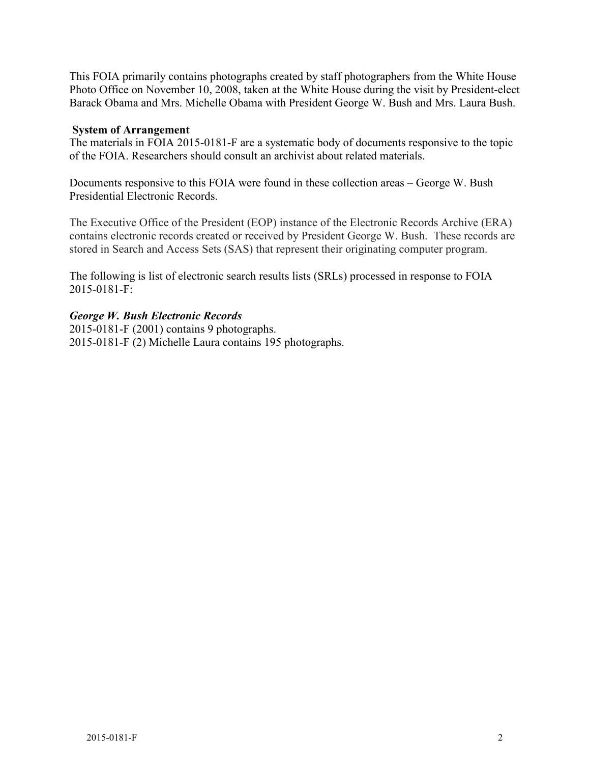This FOIA primarily contains photographs created by staff photographers from the White House Photo Office on November 10, 2008, taken at the White House during the visit by President-elect Barack Obama and Mrs. Michelle Obama with President George W. Bush and Mrs. Laura Bush.

**System of Arrangement**

The materials in FOIA 2015-0181-F are a systematic body of documents responsive to the topic of the FOIA. Researchers should consult an archivist about related materials.

Documents responsive to this FOIA were found in these collection areas – George W. Bush Presidential Electronic Records.

The Executive Office of the President (EOP) instance of the Electronic Records Archive (ERA) contains electronic records created or received by President George W. Bush. These records are stored in Search and Access Sets (SAS) that represent their originating computer program.

The following is list of electronic search results lists (SRLs) processed in response to FOIA 2015-0181-F:

***George W. Bush Electronic Records***

2015-0181-F (2001) contains 9 photographs.
2015-0181-F (2) Michelle Laura contains 195 photographs.